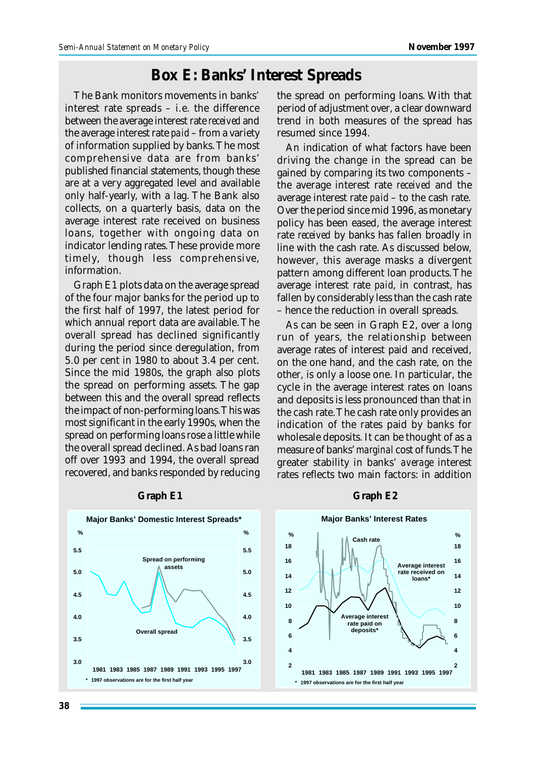# Box E: Banks' Interest Spreads

The Bank monitors movements in banks' interest rate spreads – i.e. the difference between the average interest rate *received* and the average interest rate *paid* – from a variety of information supplied by banks. The most comprehensive data are from banks' published financial statements, though these are at a very aggregated level and available only half-yearly, with a lag. The Bank also collects, on a quarterly basis, data on the average interest rate received on business loans, together with ongoing data on indicator lending rates. These provide more timely, though less comprehensive, information.

Graph E1 plots data on the average spread of the four major banks for the period up to the first half of 1997, the latest period for which annual report data are available. The overall spread has declined significantly during the period since deregulation, from 5.0 per cent in 1980 to about 3.4 per cent. Since the mid 1980s, the graph also plots the spread on performing assets. The gap between this and the overall spread reflects the impact of non-performing loans. This was most significant in the early 1990s, when the spread on performing loans rose a little while the overall spread declined. As bad loans ran off over 1993 and 1994, the overall spread recovered, and banks responded by reducing the spread on performing loans. With that period of adjustment over, a clear downward trend in both measures of the spread has resumed since 1994.

An indication of what factors have been driving the change in the spread can be gained by comparing its two components – the average interest rate *received* and the average interest rate *paid* – to the cash rate. Over the period since mid 1996, as monetary policy has been eased, the average interest rate *received* by banks has fallen broadly in line with the cash rate. As discussed below, however, this average masks a divergent pattern among different loan products. The average interest rate *paid*, in contrast, has fallen by considerably less than the cash rate – hence the reduction in overall spreads.

As can be seen in Graph E2, over a long run of years, the relationship between average rates of interest paid and received, on the one hand, and the cash rate, on the other, is only a loose one. In particular, the cycle in the average interest rates on loans and deposits is less pronounced than that in the cash rate. The cash rate only provides an indication of the rates paid by banks for wholesale deposits. It can be thought of as a measure of banks' *marginal* cost of funds. The greater stability in banks' *average* interest rates reflects two main factors: in addition

**Graph E1**

Major Banks' Domestic Interest Spreads*

\* 1997 observations are for the first half year

**Graph E2**

Major Banks' Interest Rates

\* 1997 observations are for the first half year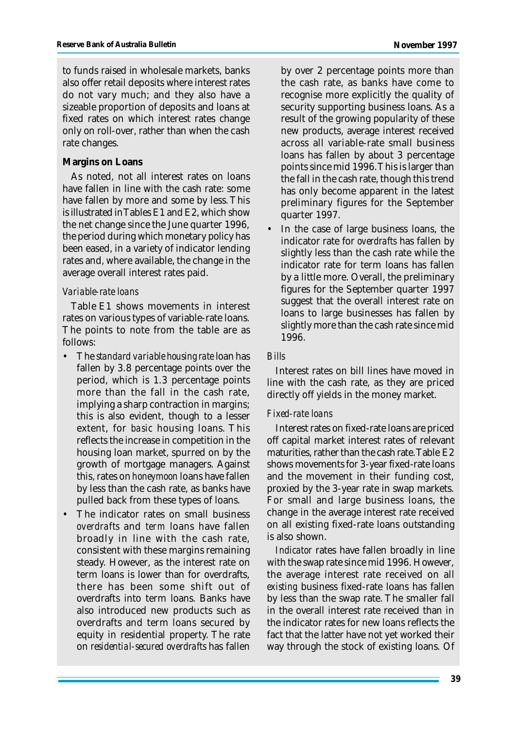to funds raised in wholesale markets, banks also offer retail deposits where interest rates do not vary much; and they also have a sizeable proportion of deposits and loans at fixed rates on which interest rates change only on roll-over, rather than when the cash rate changes.

**Margins on Loans**

As noted, not all interest rates on loans have fallen in line with the cash rate: some have fallen by more and some by less. This is illustrated in Tables E1 and E2, which show the net change since the June quarter 1996, the period during which monetary policy has been eased, in a variety of indicator lending rates and, where available, the change in the average overall interest rates paid.

*Variable-rate loans*

Table E1 shows movements in interest rates on various types of variable-rate loans. The points to note from the table are as follows:

- The *standard variable housing rate* loan has fallen by 3.8 percentage points over the period, which is 1.3 percentage points more than the fall in the cash rate, implying a sharp contraction in margins; this is also evident, though to a lesser extent, for *basic* housing loans. This reflects the increase in competition in the housing loan market, spurred on by the growth of mortgage managers. Against this, rates on *honeymoon* loans have fallen by less than the cash rate, as banks have pulled back from these types of loans.
- The indicator rates on small business *overdrafts* and *term* loans have fallen broadly in line with the cash rate, consistent with these margins remaining steady. However, as the interest rate on term loans is lower than for overdrafts, there has been some shift out of overdrafts into term loans. Banks have also introduced new products such as overdrafts and term loans secured by equity in residential property. The rate on *residential-secured overdrafts* has fallen by over 2 percentage points more than the cash rate, as banks have come to recognise more explicitly the quality of security supporting business loans. As a result of the growing popularity of these new products, average interest received across all variable-rate small business loans has fallen by about 3 percentage points since mid 1996. This is larger than the fall in the cash rate, though this trend has only become apparent in the latest preliminary figures for the September quarter 1997.
- In the case of large business loans, the indicator rate for *overdrafts* has fallen by slightly less than the cash rate while the indicator rate for term loans has fallen by a little more. Overall, the preliminary figures for the September quarter 1997 suggest that the overall interest rate on loans to large businesses has fallen by slightly more than the cash rate since mid 1996.

*Bills*

Interest rates on bill lines have moved in line with the cash rate, as they are priced directly off yields in the money market.

*Fixed-rate loans*

Interest rates on fixed-rate loans are priced off capital market interest rates of relevant maturities, rather than the cash rate. Table E2 shows movements for 3-year fixed-rate loans and the movement in their funding cost, proxied by the 3-year rate in swap markets. For small and large business loans, the change in the average interest rate received on all existing fixed-rate loans outstanding is also shown.

*Indicator* rates have fallen broadly in line with the swap rate since mid 1996. However, the average interest rate received on all *existing* business fixed-rate loans has fallen by less than the swap rate. The smaller fall in the overall interest rate received than in the indicator rates for new loans reflects the fact that the latter have not yet worked their way through the stock of existing loans. Of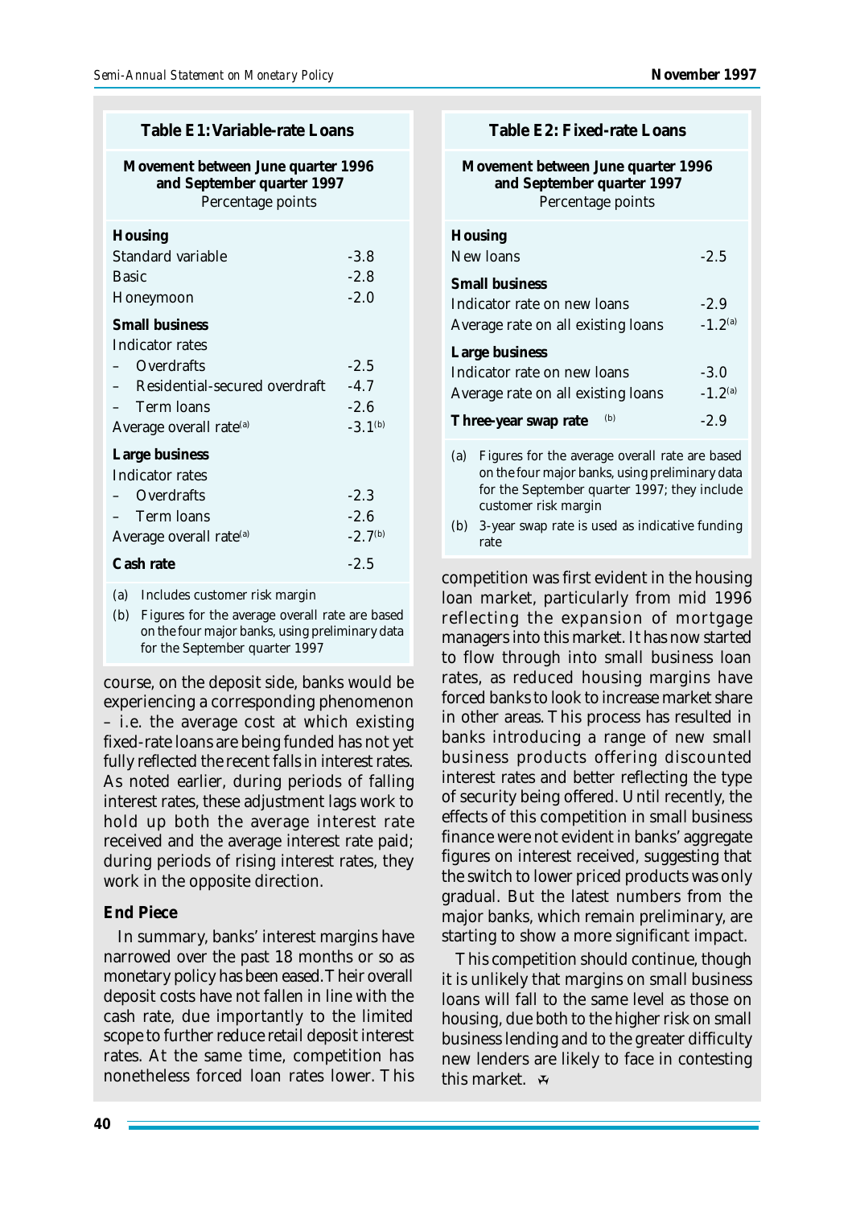**Table E1: Variable-rate Loans**

**Movement between June quarter 1996 and September quarter 1997**
Percentage points

| | |
|---|---|
| **Housing** | |
| Standard variable | -3.8 |
| Basic | -2.8 |
| Honeymoon | -2.0 |
| **Small business** | |
| Indicator rates | |
| – Overdrafts | -2.5 |
| – Residential-secured overdraft | -4.7 |
| – Term loans | -2.6 |
| Average overall rate[(a)] | -3.1[(b)] |
| **Large business** | |
| Indicator rates | |
| – Overdrafts | -2.3 |
| – Term loans | -2.6 |
| Average overall rate[(a)] | -2.7[(b)] |
| **Cash rate** | -2.5 |

(a) Includes customer risk margin

(b) Figures for the average overall rate are based on the four major banks, using preliminary data for the September quarter 1997

**Table E2: Fixed-rate Loans**

**Movement between June quarter 1996 and September quarter 1997**
Percentage points

| | |
|---|---|
| **Housing** | |
| New loans | -2.5 |
| **Small business** | |
| Indicator rate on new loans | -2.9 |
| Average rate on all existing loans | -1.2[(a)] |
| **Large business** | |
| Indicator rate on new loans | -3.0 |
| Average rate on all existing loans | -1.2[(a)] |
| **Three-year swap rate** [(b)] | -2.9 |

(a) Figures for the average overall rate are based on the four major banks, using preliminary data for the September quarter 1997; they include customer risk margin

(b) 3-year swap rate is used as indicative funding rate

course, on the deposit side, banks would be experiencing a corresponding phenomenon – i.e. the average cost at which existing fixed-rate loans are being funded has not yet fully reflected the recent falls in interest rates. As noted earlier, during periods of falling interest rates, these adjustment lags work to hold up both the average interest rate received and the average interest rate paid; during periods of rising interest rates, they work in the opposite direction.

## End Piece

In summary, banks' interest margins have narrowed over the past 18 months or so as monetary policy has been eased. Their overall deposit costs have not fallen in line with the cash rate, due importantly to the limited scope to further reduce retail deposit interest rates. At the same time, competition has nonetheless forced loan rates lower. This competition was first evident in the housing loan market, particularly from mid 1996 reflecting the expansion of mortgage managers into this market. It has now started to flow through into small business loan rates, as reduced housing margins have forced banks to look to increase market share in other areas. This process has resulted in banks introducing a range of new small business products offering discounted interest rates and better reflecting the type of security being offered. Until recently, the effects of this competition in small business finance were not evident in banks' aggregate figures on interest received, suggesting that the switch to lower priced products was only gradual. But the latest numbers from the major banks, which remain preliminary, are starting to show a more significant impact.

This competition should continue, though it is unlikely that margins on small business loans will fall to the same level as those on housing, due both to the higher risk on small business lending and to the greater difficulty new lenders are likely to face in contesting this market.